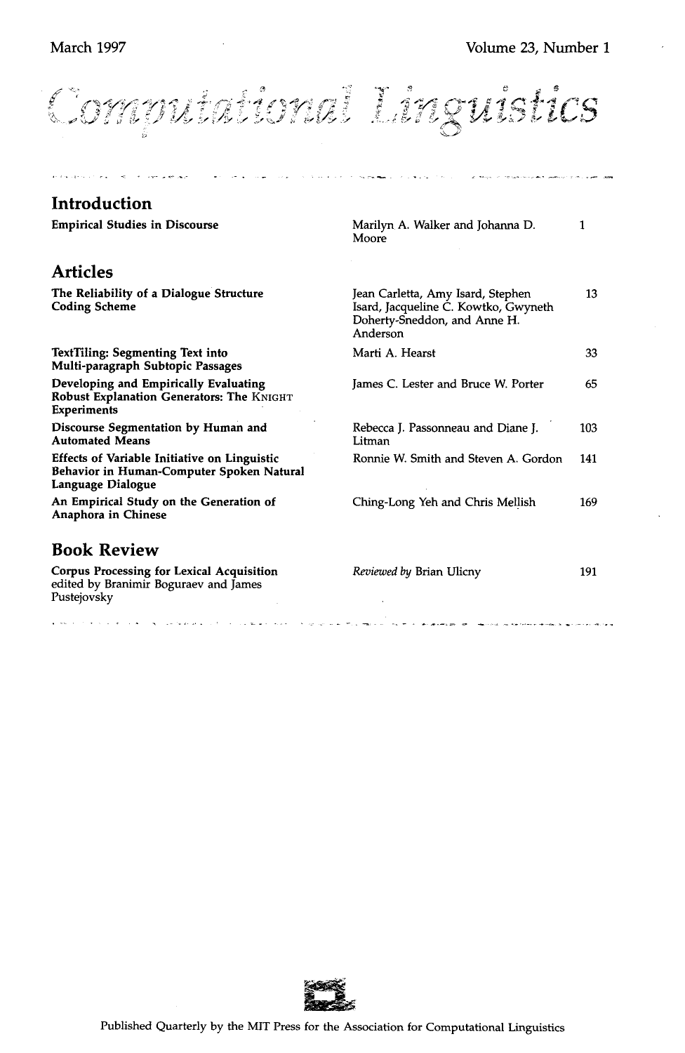March 1997

Volume 23, Number 1

# Computational Linguistics

## Introduction

| | | |
|---|---|---|
| **Empirical Studies in Discourse** | Marilyn A. Walker and Johanna D. Moore | 1 |

## Articles

| | | |
|---|---|---|
| **The Reliability of a Dialogue Structure Coding Scheme** | Jean Carletta, Amy Isard, Stephen Isard, Jacqueline C. Kowtko, Gwyneth Doherty-Sneddon, and Anne H. Anderson | 13 |
| **TextTiling: Segmenting Text into Multi-paragraph Subtopic Passages** | Marti A. Hearst | 33 |
| **Developing and Empirically Evaluating Robust Explanation Generators: The KNIGHT Experiments** | James C. Lester and Bruce W. Porter | 65 |
| **Discourse Segmentation by Human and Automated Means** | Rebecca J. Passonneau and Diane J. Litman | 103 |
| **Effects of Variable Initiative on Linguistic Behavior in Human-Computer Spoken Natural Language Dialogue** | Ronnie W. Smith and Steven A. Gordon | 141 |
| **An Empirical Study on the Generation of Anaphora in Chinese** | Ching-Long Yeh and Chris Mellish | 169 |

## Book Review

| | | |
|---|---|---|
| **Corpus Processing for Lexical Acquisition** edited by Branimir Boguraev and James Pustejovsky | *Reviewed by* Brian Ulicny | 191 |

Published Quarterly by the MIT Press for the Association for Computational Linguistics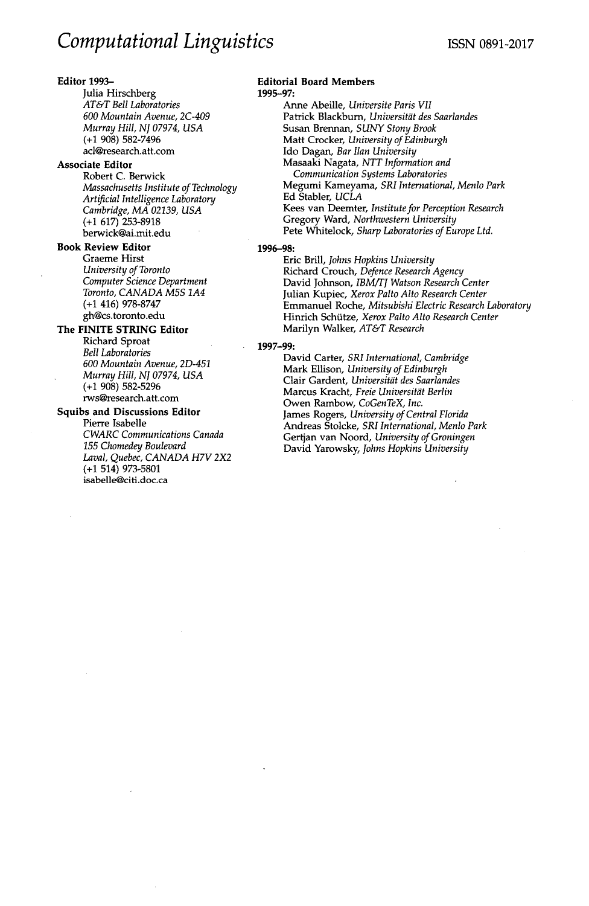# *Computational Linguistics*

ISSN 0891-2017

**Editor 1993–**

Julia Hirschberg
*AT&T Bell Laboratories*
*600 Mountain Avenue, 2C-409*
*Murray Hill, NJ 07974, USA*
(+1 908) 582-7496
acl@research.att.com

**Associate Editor**

Robert C. Berwick
*Massachusetts Institute of Technology*
*Artificial Intelligence Laboratory*
*Cambridge, MA 02139, USA*
(+1 617) 253-8918
berwick@ai.mit.edu

**Book Review Editor**

Graeme Hirst
*University of Toronto*
*Computer Science Department*
*Toronto, CANADA M5S 1A4*
(+1 416) 978-8747
gh@cs.toronto.edu

**The FINITE STRING Editor**

Richard Sproat
*Bell Laboratories*
*600 Mountain Avenue, 2D-451*
*Murray Hill, NJ 07974, USA*
(+1 908) 582-5296
rws@research.att.com

**Squibs and Discussions Editor**

Pierre Isabelle
*CWARC Communications Canada*
*155 Chomedey Boulevard*
*Laval, Quebec, CANADA H7V 2X2*
(+1 514) 973-5801
isabelle@citi.doc.ca

**Editorial Board Members**

**1995–97:**

Anne Abeille, *Universite Paris VII*
Patrick Blackburn, *Universität des Saarlandes*
Susan Brennan, *SUNY Stony Brook*
Matt Crocker, *University of Edinburgh*
Ido Dagan, *Bar Ilan University*
Masaaki Nagata, *NTT Information and Communication Systems Laboratories*
Megumi Kameyama, *SRI International, Menlo Park*
Ed Stabler, *UCLA*
Kees van Deemter, *Institute for Perception Research*
Gregory Ward, *Northwestern University*
Pete Whitelock, *Sharp Laboratories of Europe Ltd.*

**1996–98:**

Eric Brill, *Johns Hopkins University*
Richard Crouch, *Defence Research Agency*
David Johnson, *IBM/TJ Watson Research Center*
Julian Kupiec, *Xerox Palto Alto Research Center*
Emmanuel Roche, *Mitsubishi Electric Research Laboratory*
Hinrich Schütze, *Xerox Palto Alto Research Center*
Marilyn Walker, *AT&T Research*

**1997–99:**

David Carter, *SRI International, Cambridge*
Mark Ellison, *University of Edinburgh*
Clair Gardent, *Universität des Saarlandes*
Marcus Kracht, *Freie Universität Berlin*
Owen Rambow, *CoGenTeX, Inc.*
James Rogers, *University of Central Florida*
Andreas Stolcke, *SRI International, Menlo Park*
Gertjan van Noord, *University of Groningen*
David Yarowsky, *Johns Hopkins University*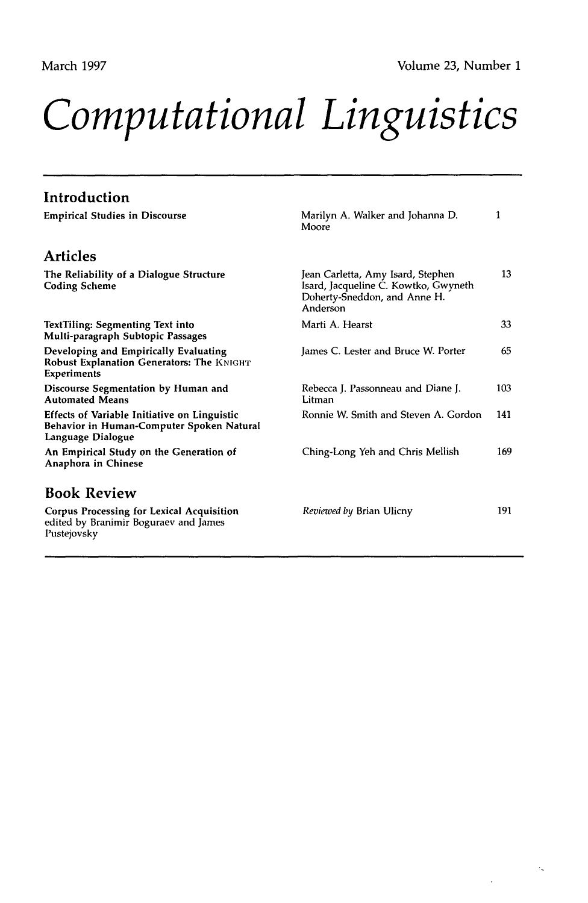March 1997 Volume 23, Number 1

# Computational Linguistics

## Introduction

| | | |
|---|---|---|
| **Empirical Studies in Discourse** | Marilyn A. Walker and Johanna D. Moore | 1 |

## Articles

| | | |
|---|---|---|
| **The Reliability of a Dialogue Structure Coding Scheme** | Jean Carletta, Amy Isard, Stephen Isard, Jacqueline C. Kowtko, Gwyneth Doherty-Sneddon, and Anne H. Anderson | 13 |
| **TextTiling: Segmenting Text into Multi-paragraph Subtopic Passages** | Marti A. Hearst | 33 |
| **Developing and Empirically Evaluating Robust Explanation Generators: The KNIGHT Experiments** | James C. Lester and Bruce W. Porter | 65 |
| **Discourse Segmentation by Human and Automated Means** | Rebecca J. Passonneau and Diane J. Litman | 103 |
| **Effects of Variable Initiative on Linguistic Behavior in Human-Computer Spoken Natural Language Dialogue** | Ronnie W. Smith and Steven A. Gordon | 141 |
| **An Empirical Study on the Generation of Anaphora in Chinese** | Ching-Long Yeh and Chris Mellish | 169 |

## Book Review

| | | |
|---|---|---|
| **Corpus Processing for Lexical Acquisition** edited by Branimir Boguraev and James Pustejovsky | *Reviewed by* Brian Ulicny | 191 |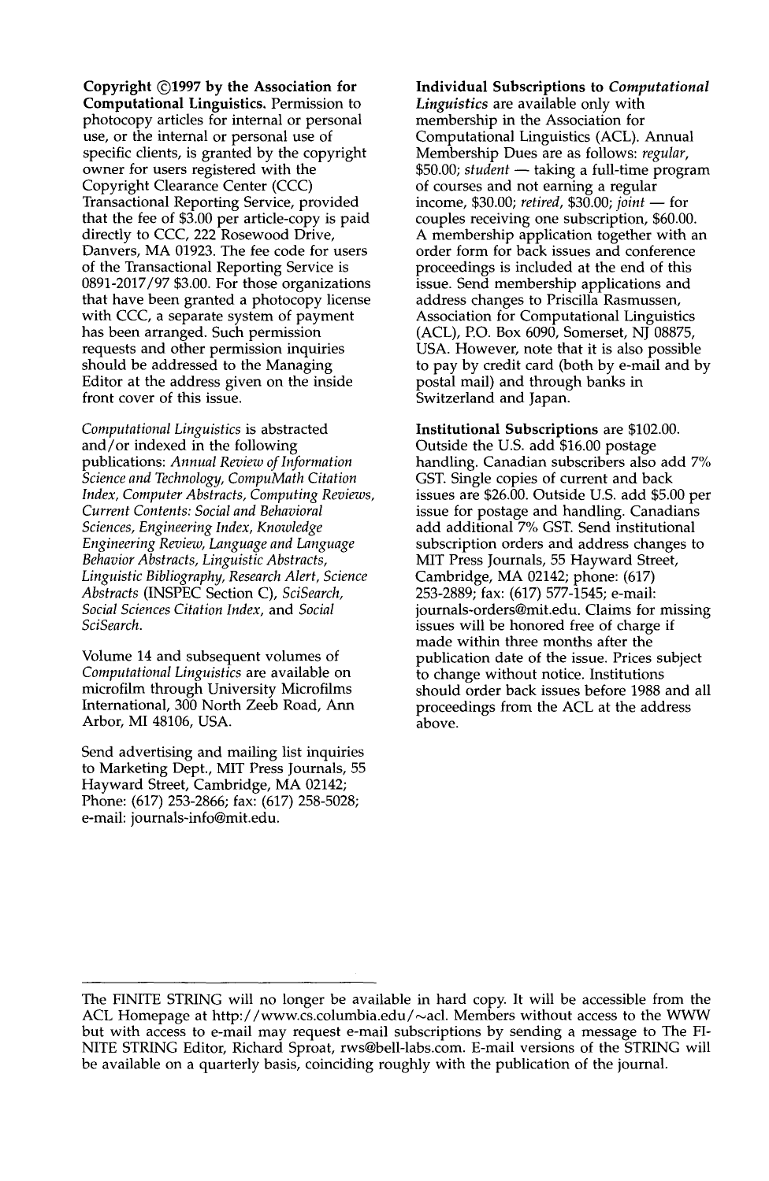**Copyright ©1997 by the Association for Computational Linguistics.** Permission to photocopy articles for internal or personal use, or the internal or personal use of specific clients, is granted by the copyright owner for users registered with the Copyright Clearance Center (CCC) Transactional Reporting Service, provided that the fee of $3.00 per article-copy is paid directly to CCC, 222 Rosewood Drive, Danvers, MA 01923. The fee code for users of the Transactional Reporting Service is 0891-2017/97 $3.00. For those organizations that have been granted a photocopy license with CCC, a separate system of payment has been arranged. Such permission requests and other permission inquiries should be addressed to the Managing Editor at the address given on the inside front cover of this issue.

*Computational Linguistics* is abstracted and/or indexed in the following publications: *Annual Review of Information Science and Technology, CompuMath Citation Index, Computer Abstracts, Computing Reviews, Current Contents: Social and Behavioral Sciences, Engineering Index, Knowledge Engineering Review, Language and Language Behavior Abstracts, Linguistic Abstracts, Linguistic Bibliography, Research Alert, Science Abstracts* (INSPEC Section C), *SciSearch, Social Sciences Citation Index,* and *Social SciSearch.*

Volume 14 and subsequent volumes of *Computational Linguistics* are available on microfilm through University Microfilms International, 300 North Zeeb Road, Ann Arbor, MI 48106, USA.

Send advertising and mailing list inquiries to Marketing Dept., MIT Press Journals, 55 Hayward Street, Cambridge, MA 02142; Phone: (617) 253-2866; fax: (617) 258-5028; e-mail: journals-info@mit.edu.

**Individual Subscriptions to *Computational Linguistics*** are available only with membership in the Association for Computational Linguistics (ACL). Annual Membership Dues are as follows: *regular*, $50.00; *student* — taking a full-time program of courses and not earning a regular income, $30.00; *retired*, $30.00; *joint* — for couples receiving one subscription, $60.00. A membership application together with an order form for back issues and conference proceedings is included at the end of this issue. Send membership applications and address changes to Priscilla Rasmussen, Association for Computational Linguistics (ACL), P.O. Box 6090, Somerset, NJ 08875, USA. However, note that it is also possible to pay by credit card (both by e-mail and by postal mail) and through banks in Switzerland and Japan.

**Institutional Subscriptions** are $102.00. Outside the U.S. add $16.00 postage handling. Canadian subscribers also add 7% GST. Single copies of current and back issues are $26.00. Outside U.S. add $5.00 per issue for postage and handling. Canadians add additional 7% GST. Send institutional subscription orders and address changes to MIT Press Journals, 55 Hayward Street, Cambridge, MA 02142; phone: (617) 253-2889; fax: (617) 577-1545; e-mail: journals-orders@mit.edu. Claims for missing issues will be honored free of charge if made within three months after the publication date of the issue. Prices subject to change without notice. Institutions should order back issues before 1988 and all proceedings from the ACL at the address above.

---

The FINITE STRING will no longer be available in hard copy. It will be accessible from the ACL Homepage at http://www.cs.columbia.edu/~acl. Members without access to the WWW but with access to e-mail may request e-mail subscriptions by sending a message to The FINITE STRING Editor, Richard Sproat, rws@bell-labs.com. E-mail versions of the STRING will be available on a quarterly basis, coinciding roughly with the publication of the journal.